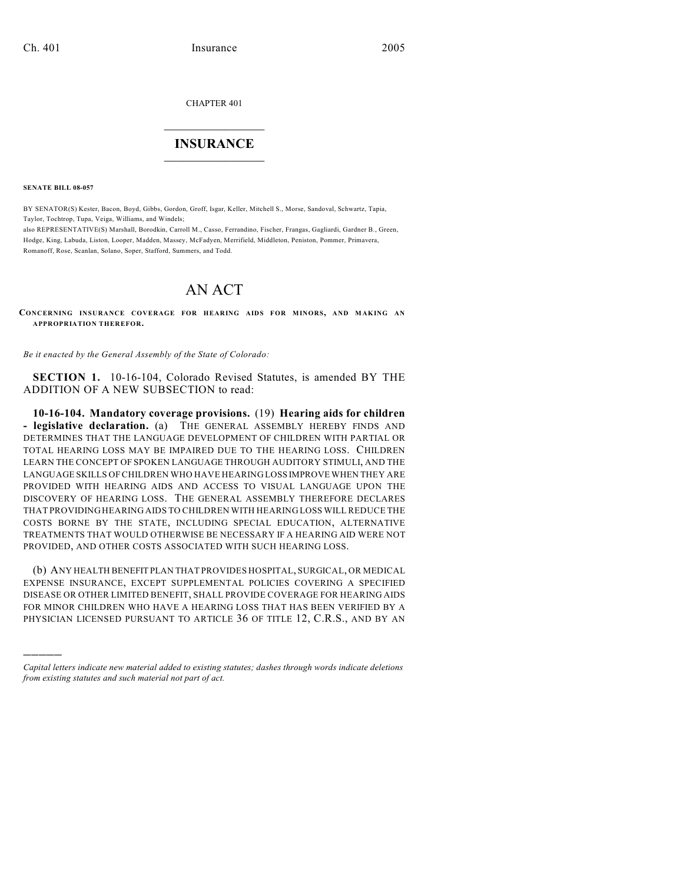CHAPTER 401

# INSURANCE

**SENATE BILL 08-057**

BY SENATOR(S) Kester, Bacon, Boyd, Gibbs, Gordon, Groff, Isgar, Keller, Mitchell S., Morse, Sandoval, Schwartz, Tapia, Taylor, Tochtrop, Tupa, Veiga, Williams, and Windels;
also REPRESENTATIVE(S) Marshall, Borodkin, Carroll M., Casso, Ferrandino, Fischer, Frangas, Gagliardi, Gardner B., Green, Hodge, King, Labuda, Liston, Looper, Madden, Massey, McFadyen, Merrifield, Middleton, Peniston, Pommer, Primavera, Romanoff, Rose, Scanlan, Solano, Soper, Stafford, Summers, and Todd.

# AN ACT

**CONCERNING INSURANCE COVERAGE FOR HEARING AIDS FOR MINORS, AND MAKING AN APPROPRIATION THEREFOR.**

*Be it enacted by the General Assembly of the State of Colorado:*

**SECTION 1.** 10-16-104, Colorado Revised Statutes, is amended BY THE ADDITION OF A NEW SUBSECTION to read:

**10-16-104. Mandatory coverage provisions.** (19) **Hearing aids for children - legislative declaration.** (a) THE GENERAL ASSEMBLY HEREBY FINDS AND DETERMINES THAT THE LANGUAGE DEVELOPMENT OF CHILDREN WITH PARTIAL OR TOTAL HEARING LOSS MAY BE IMPAIRED DUE TO THE HEARING LOSS. CHILDREN LEARN THE CONCEPT OF SPOKEN LANGUAGE THROUGH AUDITORY STIMULI, AND THE LANGUAGE SKILLS OF CHILDREN WHO HAVE HEARING LOSS IMPROVE WHEN THEY ARE PROVIDED WITH HEARING AIDS AND ACCESS TO VISUAL LANGUAGE UPON THE DISCOVERY OF HEARING LOSS. THE GENERAL ASSEMBLY THEREFORE DECLARES THAT PROVIDING HEARING AIDS TO CHILDREN WITH HEARING LOSS WILL REDUCE THE COSTS BORNE BY THE STATE, INCLUDING SPECIAL EDUCATION, ALTERNATIVE TREATMENTS THAT WOULD OTHERWISE BE NECESSARY IF A HEARING AID WERE NOT PROVIDED, AND OTHER COSTS ASSOCIATED WITH SUCH HEARING LOSS.

(b) ANY HEALTH BENEFIT PLAN THAT PROVIDES HOSPITAL, SURGICAL, OR MEDICAL EXPENSE INSURANCE, EXCEPT SUPPLEMENTAL POLICIES COVERING A SPECIFIED DISEASE OR OTHER LIMITED BENEFIT, SHALL PROVIDE COVERAGE FOR HEARING AIDS FOR MINOR CHILDREN WHO HAVE A HEARING LOSS THAT HAS BEEN VERIFIED BY A PHYSICIAN LICENSED PURSUANT TO ARTICLE 36 OF TITLE 12, C.R.S., AND BY AN

---

*Capital letters indicate new material added to existing statutes; dashes through words indicate deletions from existing statutes and such material not part of act.*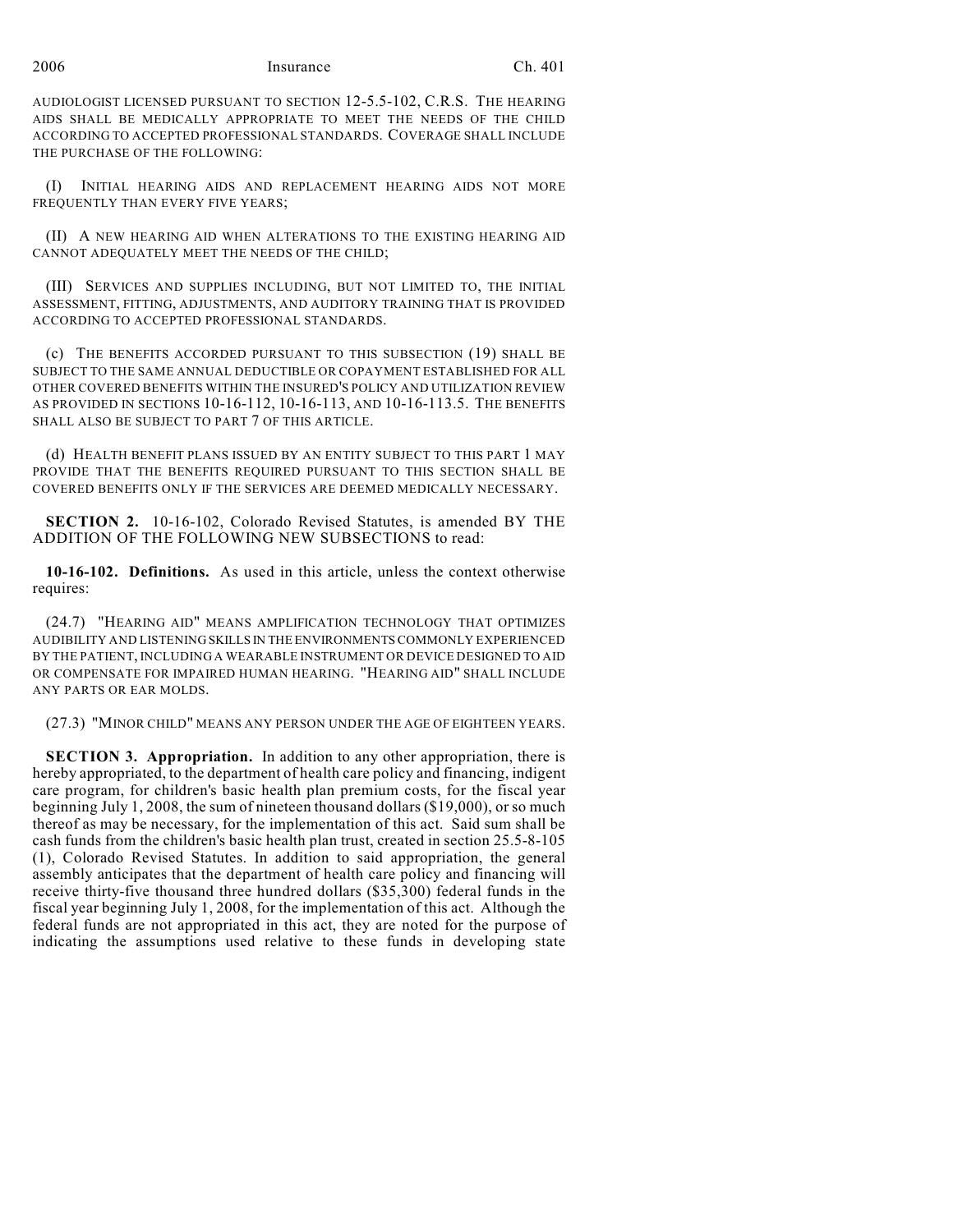AUDIOLOGIST LICENSED PURSUANT TO SECTION 12-5.5-102, C.R.S. THE HEARING AIDS SHALL BE MEDICALLY APPROPRIATE TO MEET THE NEEDS OF THE CHILD ACCORDING TO ACCEPTED PROFESSIONAL STANDARDS. COVERAGE SHALL INCLUDE THE PURCHASE OF THE FOLLOWING:

(I) INITIAL HEARING AIDS AND REPLACEMENT HEARING AIDS NOT MORE FREQUENTLY THAN EVERY FIVE YEARS;

(II) A NEW HEARING AID WHEN ALTERATIONS TO THE EXISTING HEARING AID CANNOT ADEQUATELY MEET THE NEEDS OF THE CHILD;

(III) SERVICES AND SUPPLIES INCLUDING, BUT NOT LIMITED TO, THE INITIAL ASSESSMENT, FITTING, ADJUSTMENTS, AND AUDITORY TRAINING THAT IS PROVIDED ACCORDING TO ACCEPTED PROFESSIONAL STANDARDS.

(c) THE BENEFITS ACCORDED PURSUANT TO THIS SUBSECTION (19) SHALL BE SUBJECT TO THE SAME ANNUAL DEDUCTIBLE OR COPAYMENT ESTABLISHED FOR ALL OTHER COVERED BENEFITS WITHIN THE INSURED'S POLICY AND UTILIZATION REVIEW AS PROVIDED IN SECTIONS 10-16-112, 10-16-113, AND 10-16-113.5. THE BENEFITS SHALL ALSO BE SUBJECT TO PART 7 OF THIS ARTICLE.

(d) HEALTH BENEFIT PLANS ISSUED BY AN ENTITY SUBJECT TO THIS PART 1 MAY PROVIDE THAT THE BENEFITS REQUIRED PURSUANT TO THIS SECTION SHALL BE COVERED BENEFITS ONLY IF THE SERVICES ARE DEEMED MEDICALLY NECESSARY.

**SECTION 2.** 10-16-102, Colorado Revised Statutes, is amended BY THE ADDITION OF THE FOLLOWING NEW SUBSECTIONS to read:

**10-16-102. Definitions.** As used in this article, unless the context otherwise requires:

(24.7) "HEARING AID" MEANS AMPLIFICATION TECHNOLOGY THAT OPTIMIZES AUDIBILITY AND LISTENING SKILLS IN THE ENVIRONMENTS COMMONLY EXPERIENCED BY THE PATIENT, INCLUDING A WEARABLE INSTRUMENT OR DEVICE DESIGNED TO AID OR COMPENSATE FOR IMPAIRED HUMAN HEARING. "HEARING AID" SHALL INCLUDE ANY PARTS OR EAR MOLDS.

(27.3) "MINOR CHILD" MEANS ANY PERSON UNDER THE AGE OF EIGHTEEN YEARS.

**SECTION 3. Appropriation.** In addition to any other appropriation, there is hereby appropriated, to the department of health care policy and financing, indigent care program, for children's basic health plan premium costs, for the fiscal year beginning July 1, 2008, the sum of nineteen thousand dollars ($19,000), or so much thereof as may be necessary, for the implementation of this act. Said sum shall be cash funds from the children's basic health plan trust, created in section 25.5-8-105 (1), Colorado Revised Statutes. In addition to said appropriation, the general assembly anticipates that the department of health care policy and financing will receive thirty-five thousand three hundred dollars ($35,300) federal funds in the fiscal year beginning July 1, 2008, for the implementation of this act. Although the federal funds are not appropriated in this act, they are noted for the purpose of indicating the assumptions used relative to these funds in developing state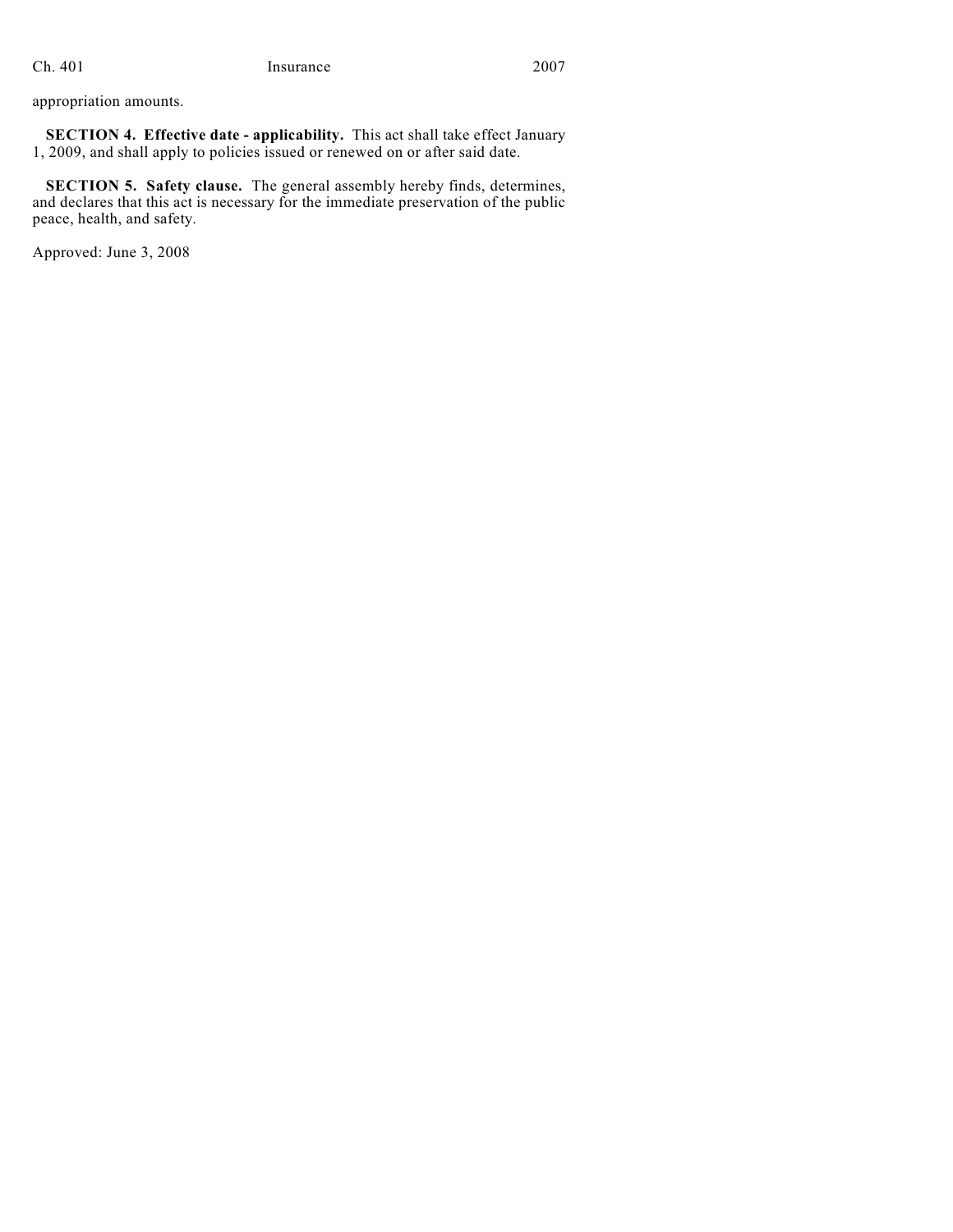appropriation amounts.

**SECTION 4. Effective date - applicability.** This act shall take effect January 1, 2009, and shall apply to policies issued or renewed on or after said date.

**SECTION 5. Safety clause.** The general assembly hereby finds, determines, and declares that this act is necessary for the immediate preservation of the public peace, health, and safety.

Approved: June 3, 2008